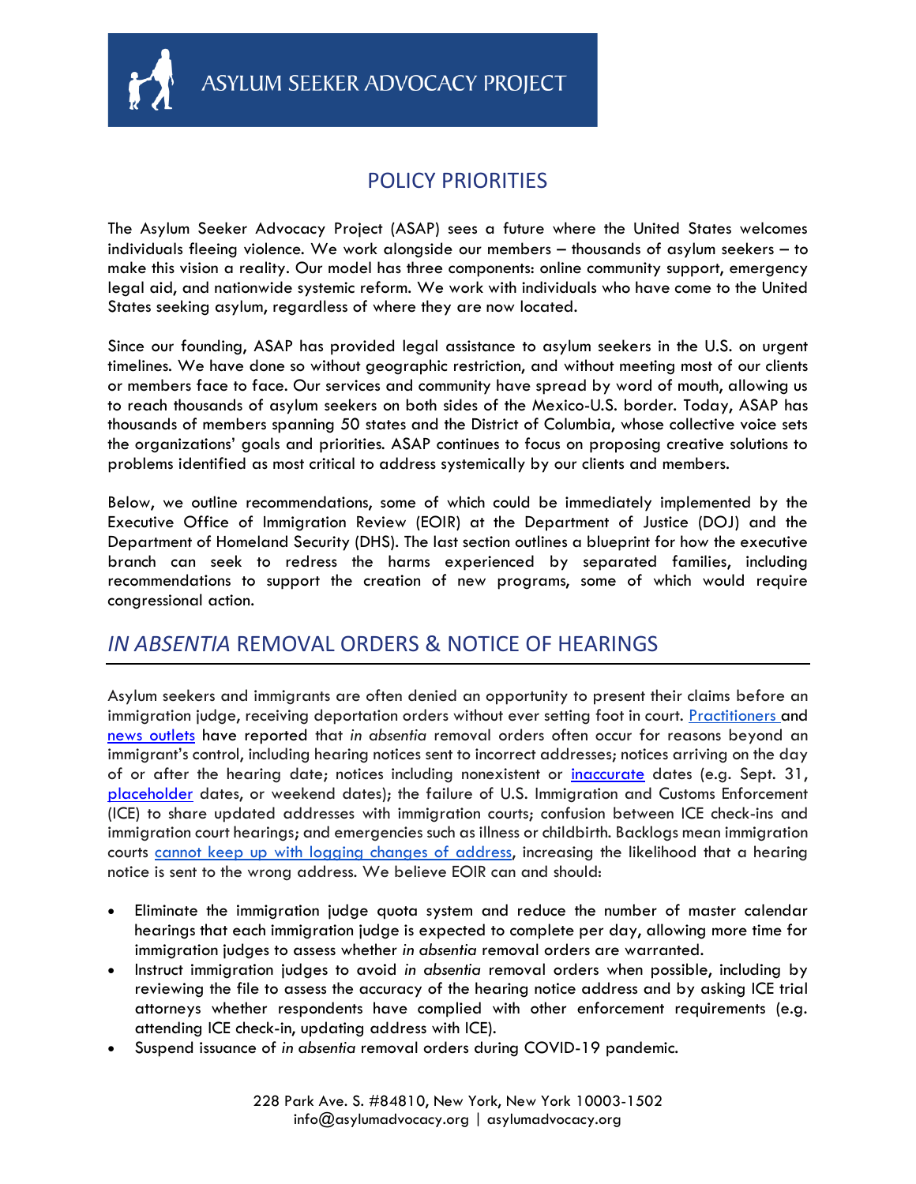# ASYLUM SEEKER ADVOCACY PROJECT

## POLICY PRIORITIES

The Asylum Seeker Advocacy Project (ASAP) sees a future where the United States welcomes individuals fleeing violence. We work alongside our members – thousands of asylum seekers – to make this vision a reality. Our model has three components: online community support, emergency legal aid, and nationwide systemic reform. We work with individuals who have come to the United States seeking asylum, regardless of where they are now located.

Since our founding, ASAP has provided legal assistance to asylum seekers in the U.S. on urgent timelines. We have done so without geographic restriction, and without meeting most of our clients or members face to face. Our services and community have spread by word of mouth, allowing us to reach thousands of asylum seekers on both sides of the Mexico-U.S. border. Today, ASAP has thousands of members spanning 50 states and the District of Columbia, whose collective voice sets the organizations' goals and priorities. ASAP continues to focus on proposing creative solutions to problems identified as most critical to address systemically by our clients and members.

Below, we outline recommendations, some of which could be immediately implemented by the Executive Office of Immigration Review (EOIR) at the Department of Justice (DOJ) and the Department of Homeland Security (DHS). The last section outlines a blueprint for how the executive branch can seek to redress the harms experienced by separated families, including recommendations to support the creation of new programs, some of which would require congressional action.

## *IN ABSENTIA* REMOVAL ORDERS & NOTICE OF HEARINGS

Asylum seekers and immigrants are often denied an opportunity to present their claims before an immigration judge, receiving deportation orders without ever setting foot in court. Practitioners and news outlets have reported that *in absentia* removal orders often occur for reasons beyond an immigrant's control, including hearing notices sent to incorrect addresses; notices arriving on the day of or after the hearing date; notices including nonexistent or inaccurate dates (e.g. Sept. 31, placeholder dates, or weekend dates); the failure of U.S. Immigration and Customs Enforcement (ICE) to share updated addresses with immigration courts; confusion between ICE check-ins and immigration court hearings; and emergencies such as illness or childbirth. Backlogs mean immigration courts cannot keep up with logging changes of address, increasing the likelihood that a hearing notice is sent to the wrong address. We believe EOIR can and should:

- Eliminate the immigration judge quota system and reduce the number of master calendar hearings that each immigration judge is expected to complete per day, allowing more time for immigration judges to assess whether *in absentia* removal orders are warranted.
- Instruct immigration judges to avoid *in absentia* removal orders when possible, including by reviewing the file to assess the accuracy of the hearing notice address and by asking ICE trial attorneys whether respondents have complied with other enforcement requirements (e.g. attending ICE check-in, updating address with ICE).
- Suspend issuance of *in absentia* removal orders during COVID-19 pandemic.

228 Park Ave. S. #84810, New York, New York 10003-1502
info@asylumadvocacy.org | asylumadvocacy.org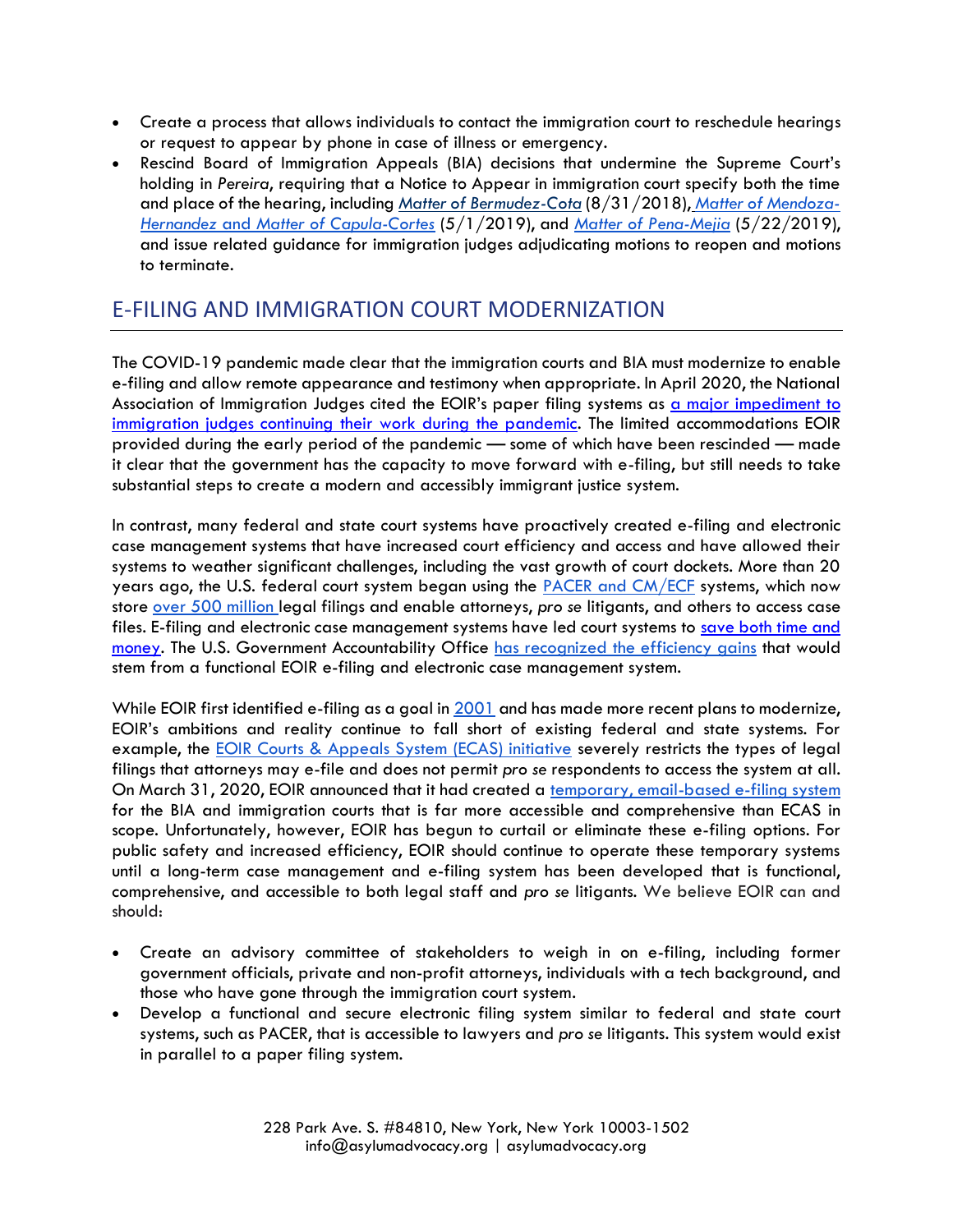- Create a process that allows individuals to contact the immigration court to reschedule hearings or request to appear by phone in case of illness or emergency.
- Rescind Board of Immigration Appeals (BIA) decisions that undermine the Supreme Court's holding in *Pereira*, requiring that a Notice to Appear in immigration court specify both the time and place of the hearing, including *Matter of Bermudez-Cota* (8/31/2018), *Matter of Mendoza-Hernandez* and *Matter of Capula-Cortes* (5/1/2019), and *Matter of Pena-Mejia* (5/22/2019), and issue related guidance for immigration judges adjudicating motions to reopen and motions to terminate.

## E-FILING AND IMMIGRATION COURT MODERNIZATION

The COVID-19 pandemic made clear that the immigration courts and BIA must modernize to enable e-filing and allow remote appearance and testimony when appropriate. In April 2020, the National Association of Immigration Judges cited the EOIR's paper filing systems as a major impediment to immigration judges continuing their work during the pandemic. The limited accommodations EOIR provided during the early period of the pandemic — some of which have been rescinded — made it clear that the government has the capacity to move forward with e-filing, but still needs to take substantial steps to create a modern and accessibly immigrant justice system.

In contrast, many federal and state court systems have proactively created e-filing and electronic case management systems that have increased court efficiency and access and have allowed their systems to weather significant challenges, including the vast growth of court dockets. More than 20 years ago, the U.S. federal court system began using the PACER and CM/ECF systems, which now store over 500 million legal filings and enable attorneys, *pro se* litigants, and others to access case files. E-filing and electronic case management systems have led court systems to save both time and money. The U.S. Government Accountability Office has recognized the efficiency gains that would stem from a functional EOIR e-filing and electronic case management system.

While EOIR first identified e-filing as a goal in 2001 and has made more recent plans to modernize, EOIR's ambitions and reality continue to fall short of existing federal and state systems. For example, the EOIR Courts & Appeals System (ECAS) initiative severely restricts the types of legal filings that attorneys may e-file and does not permit *pro se* respondents to access the system at all. On March 31, 2020, EOIR announced that it had created a temporary, email-based e-filing system for the BIA and immigration courts that is far more accessible and comprehensive than ECAS in scope. Unfortunately, however, EOIR has begun to curtail or eliminate these e-filing options. For public safety and increased efficiency, EOIR should continue to operate these temporary systems until a long-term case management and e-filing system has been developed that is functional, comprehensive, and accessible to both legal staff and *pro se* litigants. We believe EOIR can and should:

- Create an advisory committee of stakeholders to weigh in on e-filing, including former government officials, private and non-profit attorneys, individuals with a tech background, and those who have gone through the immigration court system.
- Develop a functional and secure electronic filing system similar to federal and state court systems, such as PACER, that is accessible to lawyers and *pro se* litigants. This system would exist in parallel to a paper filing system.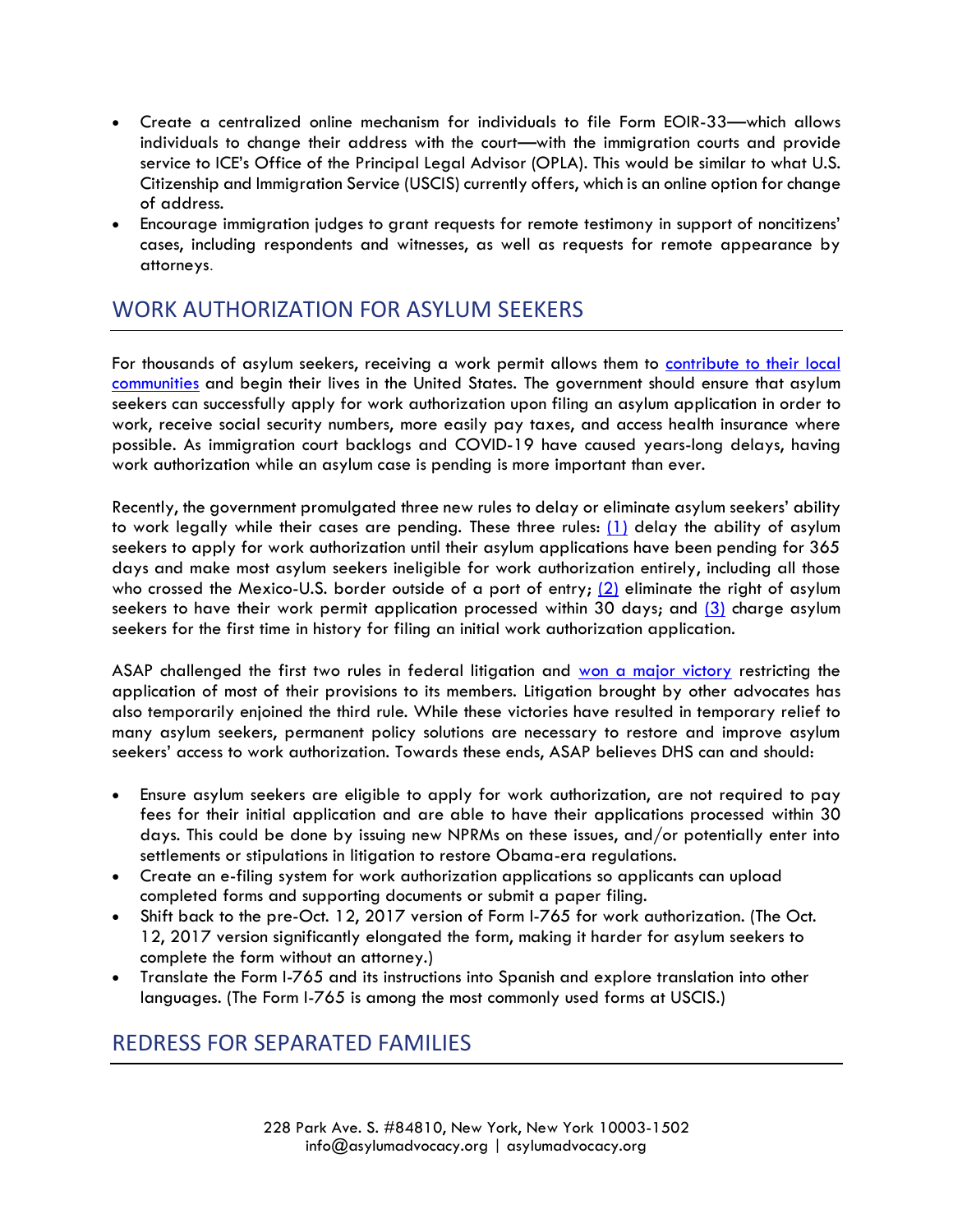- Create a centralized online mechanism for individuals to file Form EOIR-33—which allows individuals to change their address with the court—with the immigration courts and provide service to ICE's Office of the Principal Legal Advisor (OPLA). This would be similar to what U.S. Citizenship and Immigration Service (USCIS) currently offers, which is an online option for change of address.
- Encourage immigration judges to grant requests for remote testimony in support of noncitizens' cases, including respondents and witnesses, as well as requests for remote appearance by attorneys.

## WORK AUTHORIZATION FOR ASYLUM SEEKERS

For thousands of asylum seekers, receiving a work permit allows them to contribute to their local communities and begin their lives in the United States. The government should ensure that asylum seekers can successfully apply for work authorization upon filing an asylum application in order to work, receive social security numbers, more easily pay taxes, and access health insurance where possible. As immigration court backlogs and COVID-19 have caused years-long delays, having work authorization while an asylum case is pending is more important than ever.

Recently, the government promulgated three new rules to delay or eliminate asylum seekers' ability to work legally while their cases are pending. These three rules: (1) delay the ability of asylum seekers to apply for work authorization until their asylum applications have been pending for 365 days and make most asylum seekers ineligible for work authorization entirely, including all those who crossed the Mexico-U.S. border outside of a port of entry; (2) eliminate the right of asylum seekers to have their work permit application processed within 30 days; and (3) charge asylum seekers for the first time in history for filing an initial work authorization application.

ASAP challenged the first two rules in federal litigation and won a major victory restricting the application of most of their provisions to its members. Litigation brought by other advocates has also temporarily enjoined the third rule. While these victories have resulted in temporary relief to many asylum seekers, permanent policy solutions are necessary to restore and improve asylum seekers' access to work authorization. Towards these ends, ASAP believes DHS can and should:

- Ensure asylum seekers are eligible to apply for work authorization, are not required to pay fees for their initial application and are able to have their applications processed within 30 days. This could be done by issuing new NPRMs on these issues, and/or potentially enter into settlements or stipulations in litigation to restore Obama-era regulations.
- Create an e-filing system for work authorization applications so applicants can upload completed forms and supporting documents or submit a paper filing.
- Shift back to the pre-Oct. 12, 2017 version of Form I-765 for work authorization. (The Oct. 12, 2017 version significantly elongated the form, making it harder for asylum seekers to complete the form without an attorney.)
- Translate the Form I-765 and its instructions into Spanish and explore translation into other languages. (The Form I-765 is among the most commonly used forms at USCIS.)

## REDRESS FOR SEPARATED FAMILIES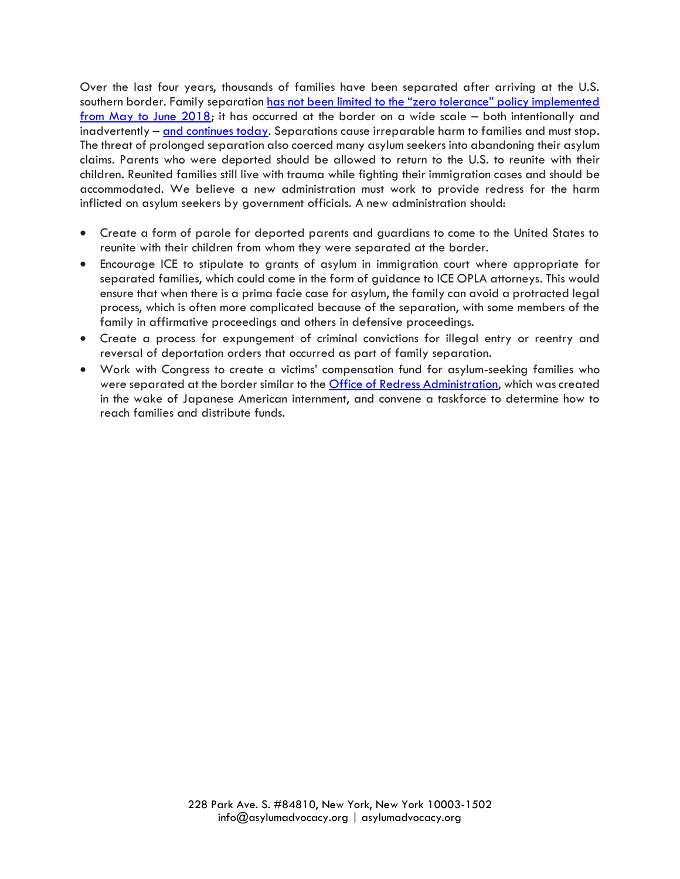Over the last four years, thousands of families have been separated after arriving at the U.S. southern border. Family separation has not been limited to the "zero tolerance" policy implemented from May to June 2018; it has occurred at the border on a wide scale – both intentionally and inadvertently – and continues today. Separations cause irreparable harm to families and must stop. The threat of prolonged separation also coerced many asylum seekers into abandoning their asylum claims. Parents who were deported should be allowed to return to the U.S. to reunite with their children. Reunited families still live with trauma while fighting their immigration cases and should be accommodated. We believe a new administration must work to provide redress for the harm inflicted on asylum seekers by government officials. A new administration should:

- Create a form of parole for deported parents and guardians to come to the United States to reunite with their children from whom they were separated at the border.
- Encourage ICE to stipulate to grants of asylum in immigration court where appropriate for separated families, which could come in the form of guidance to ICE OPLA attorneys. This would ensure that when there is a prima facie case for asylum, the family can avoid a protracted legal process, which is often more complicated because of the separation, with some members of the family in affirmative proceedings and others in defensive proceedings.
- Create a process for expungement of criminal convictions for illegal entry or reentry and reversal of deportation orders that occurred as part of family separation.
- Work with Congress to create a victims' compensation fund for asylum-seeking families who were separated at the border similar to the Office of Redress Administration, which was created in the wake of Japanese American internment, and convene a taskforce to determine how to reach families and distribute funds.

228 Park Ave. S. #84810, New York, New York 10003-1502
info@asylumadvocacy.org | asylumadvocacy.org